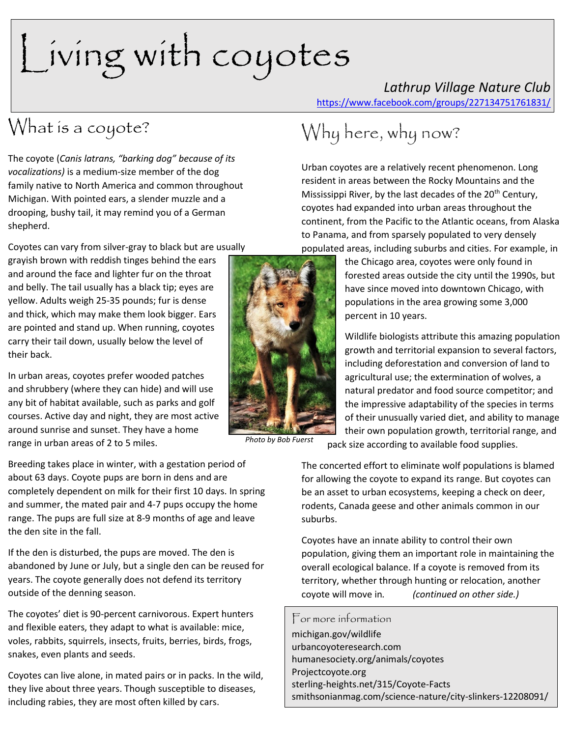# Living with coyotes

*Lathrup Village Nature Club*
https://www.facebook.com/groups/227134751761831/

## What is a coyote?

The coyote (*Canis latrans, "barking dog" because of its vocalizations)* is a medium-size member of the dog family native to North America and common throughout Michigan. With pointed ears, a slender muzzle and a drooping, bushy tail, it may remind you of a German shepherd.

Coyotes can vary from silver-gray to black but are usually grayish brown with reddish tinges behind the ears and around the face and lighter fur on the throat and belly. The tail usually has a black tip; eyes are yellow. Adults weigh 25-35 pounds; fur is dense and thick, which may make them look bigger. Ears are pointed and stand up. When running, coyotes carry their tail down, usually below the level of their back.

In urban areas, coyotes prefer wooded patches and shrubbery (where they can hide) and will use any bit of habitat available, such as parks and golf courses. Active day and night, they are most active around sunrise and sunset. They have a home range in urban areas of 2 to 5 miles.

*Photo by Bob Fuerst*

Breeding takes place in winter, with a gestation period of about 63 days. Coyote pups are born in dens and are completely dependent on milk for their first 10 days. In spring and summer, the mated pair and 4-7 pups occupy the home range. The pups are full size at 8-9 months of age and leave the den site in the fall.

If the den is disturbed, the pups are moved. The den is abandoned by June or July, but a single den can be reused for years. The coyote generally does not defend its territory outside of the denning season.

The coyotes' diet is 90-percent carnivorous. Expert hunters and flexible eaters, they adapt to what is available: mice, voles, rabbits, squirrels, insects, fruits, berries, birds, frogs, snakes, even plants and seeds.

Coyotes can live alone, in mated pairs or in packs. In the wild, they live about three years. Though susceptible to diseases, including rabies, they are most often killed by cars.

## Why here, why now?

Urban coyotes are a relatively recent phenomenon. Long resident in areas between the Rocky Mountains and the Mississippi River, by the last decades of the 20th Century, coyotes had expanded into urban areas throughout the continent, from the Pacific to the Atlantic oceans, from Alaska to Panama, and from sparsely populated to very densely populated areas, including suburbs and cities. For example, in the Chicago area, coyotes were only found in forested areas outside the city until the 1990s, but have since moved into downtown Chicago, with populations in the area growing some 3,000 percent in 10 years.

Wildlife biologists attribute this amazing population growth and territorial expansion to several factors, including deforestation and conversion of land to agricultural use; the extermination of wolves, a natural predator and food source competitor; and the impressive adaptability of the species in terms of their unusually varied diet, and ability to manage their own population growth, territorial range, and pack size according to available food supplies.

The concerted effort to eliminate wolf populations is blamed for allowing the coyote to expand its range. But coyotes can be an asset to urban ecosystems, keeping a check on deer, rodents, Canada geese and other animals common in our suburbs.

Coyotes have an innate ability to control their own population, giving them an important role in maintaining the overall ecological balance. If a coyote is removed from its territory, whether through hunting or relocation, another coyote will move in. *(continued on other side.)*

### For more information

michigan.gov/wildlife
urbancoyoteresearch.com
humanesociety.org/animals/coyotes
Projectcoyote.org
sterling-heights.net/315/Coyote-Facts
smithsonianmag.com/science-nature/city-slinkers-12208091/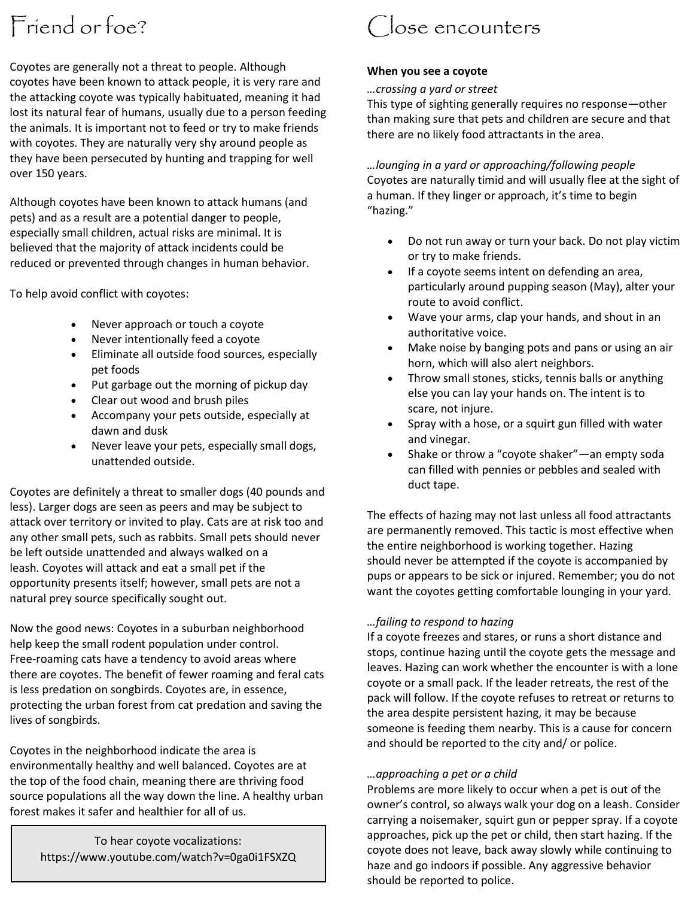# Friend or foe?

Coyotes are generally not a threat to people. Although coyotes have been known to attack people, it is very rare and the attacking coyote was typically habituated, meaning it had lost its natural fear of humans, usually due to a person feeding the animals. It is important not to feed or try to make friends with coyotes. They are naturally very shy around people as they have been persecuted by hunting and trapping for well over 150 years.

Although coyotes have been known to attack humans (and pets) and as a result are a potential danger to people, especially small children, actual risks are minimal. It is believed that the majority of attack incidents could be reduced or prevented through changes in human behavior.

To help avoid conflict with coyotes:

- Never approach or touch a coyote
- Never intentionally feed a coyote
- Eliminate all outside food sources, especially pet foods
- Put garbage out the morning of pickup day
- Clear out wood and brush piles
- Accompany your pets outside, especially at dawn and dusk
- Never leave your pets, especially small dogs, unattended outside.

Coyotes are definitely a threat to smaller dogs (40 pounds and less). Larger dogs are seen as peers and may be subject to attack over territory or invited to play. Cats are at risk too and any other small pets, such as rabbits. Small pets should never be left outside unattended and always walked on a leash. Coyotes will attack and eat a small pet if the opportunity presents itself; however, small pets are not a natural prey source specifically sought out.

Now the good news: Coyotes in a suburban neighborhood help keep the small rodent population under control. Free-roaming cats have a tendency to avoid areas where there are coyotes. The benefit of fewer roaming and feral cats is less predation on songbirds. Coyotes are, in essence, protecting the urban forest from cat predation and saving the lives of songbirds.

Coyotes in the neighborhood indicate the area is environmentally healthy and well balanced. Coyotes are at the top of the food chain, meaning there are thriving food source populations all the way down the line. A healthy urban forest makes it safer and healthier for all of us.

To hear coyote vocalizations:
https://www.youtube.com/watch?v=0ga0i1FSXZQ

# Close encounters

**When you see a coyote**

*…crossing a yard or street*

This type of sighting generally requires no response—other than making sure that pets and children are secure and that there are no likely food attractants in the area.

*…lounging in a yard or approaching/following people*

Coyotes are naturally timid and will usually flee at the sight of a human. If they linger or approach, it's time to begin "hazing."

- Do not run away or turn your back. Do not play victim or try to make friends.
- If a coyote seems intent on defending an area, particularly around pupping season (May), alter your route to avoid conflict.
- Wave your arms, clap your hands, and shout in an authoritative voice.
- Make noise by banging pots and pans or using an air horn, which will also alert neighbors.
- Throw small stones, sticks, tennis balls or anything else you can lay your hands on. The intent is to scare, not injure.
- Spray with a hose, or a squirt gun filled with water and vinegar.
- Shake or throw a "coyote shaker"—an empty soda can filled with pennies or pebbles and sealed with duct tape.

The effects of hazing may not last unless all food attractants are permanently removed. This tactic is most effective when the entire neighborhood is working together. Hazing should never be attempted if the coyote is accompanied by pups or appears to be sick or injured. Remember; you do not want the coyotes getting comfortable lounging in your yard.

*…failing to respond to hazing*

If a coyote freezes and stares, or runs a short distance and stops, continue hazing until the coyote gets the message and leaves. Hazing can work whether the encounter is with a lone coyote or a small pack. If the leader retreats, the rest of the pack will follow. If the coyote refuses to retreat or returns to the area despite persistent hazing, it may be because someone is feeding them nearby. This is a cause for concern and should be reported to the city and/ or police.

*…approaching a pet or a child*

Problems are more likely to occur when a pet is out of the owner's control, so always walk your dog on a leash. Consider carrying a noisemaker, squirt gun or pepper spray. If a coyote approaches, pick up the pet or child, then start hazing. If the coyote does not leave, back away slowly while continuing to haze and go indoors if possible. Any aggressive behavior should be reported to police.